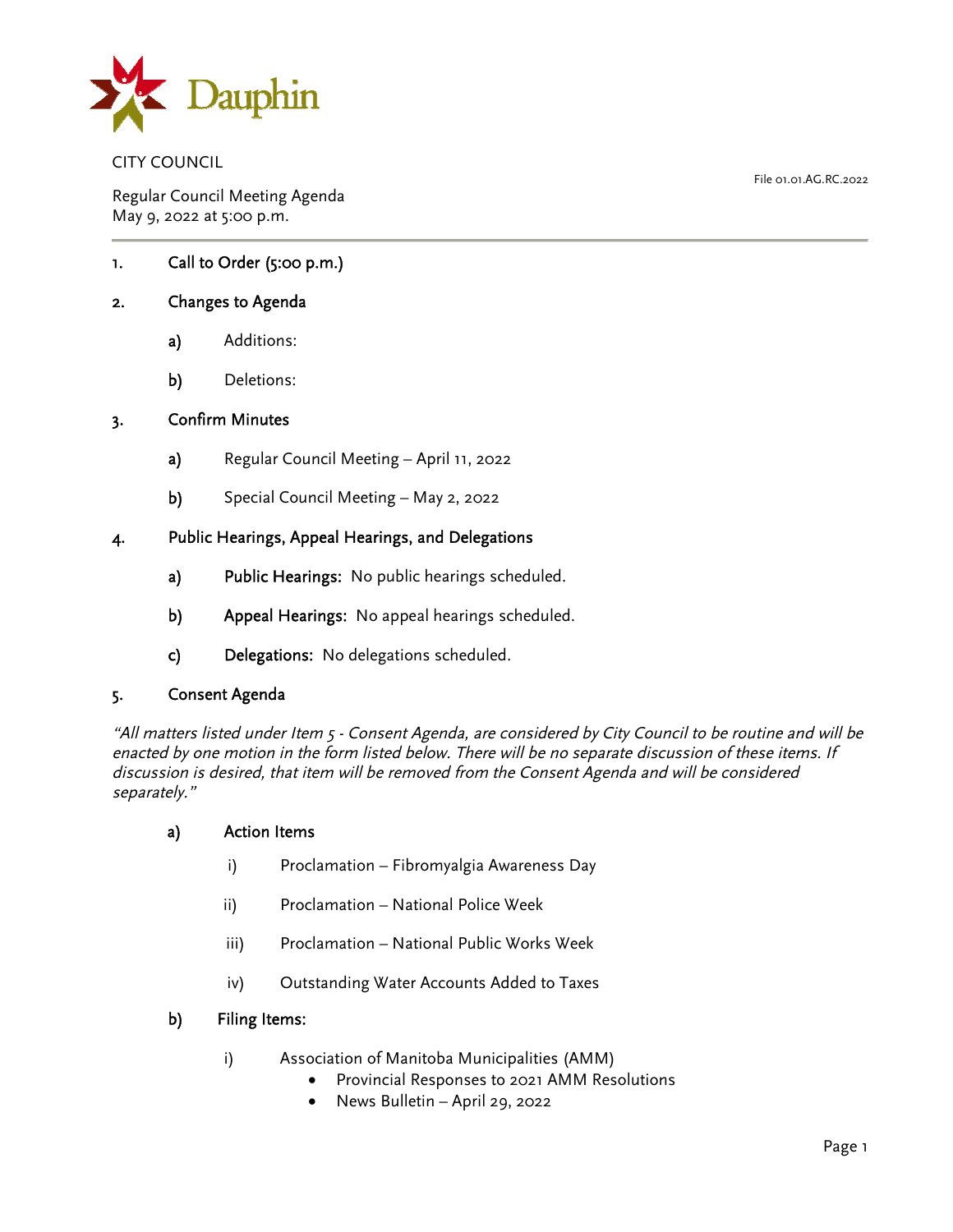Dauphin

CITY COUNCIL

File 01.01.AG.RC.2022

Regular Council Meeting Agenda
May 9, 2022 at 5:00 p.m.

---

1. **Call to Order (5:00 p.m.)**

2. **Changes to Agenda**

   a) Additions:

   b) Deletions:

3. **Confirm Minutes**

   a) Regular Council Meeting – April 11, 2022

   b) Special Council Meeting – May 2, 2022

4. **Public Hearings, Appeal Hearings, and Delegations**

   a) **Public Hearings:** No public hearings scheduled.

   b) **Appeal Hearings:** No appeal hearings scheduled.

   c) **Delegations:** No delegations scheduled.

5. **Consent Agenda**

*"All matters listed under Item 5 - Consent Agenda, are considered by City Council to be routine and will be enacted by one motion in the form listed below. There will be no separate discussion of these items. If discussion is desired, that item will be removed from the Consent Agenda and will be considered separately."*

   a) **Action Items**

      i) Proclamation – Fibromyalgia Awareness Day

      ii) Proclamation – National Police Week

      iii) Proclamation – National Public Works Week

      iv) Outstanding Water Accounts Added to Taxes

   b) **Filing Items:**

      i) Association of Manitoba Municipalities (AMM)
         - Provincial Responses to 2021 AMM Resolutions
         - News Bulletin – April 29, 2022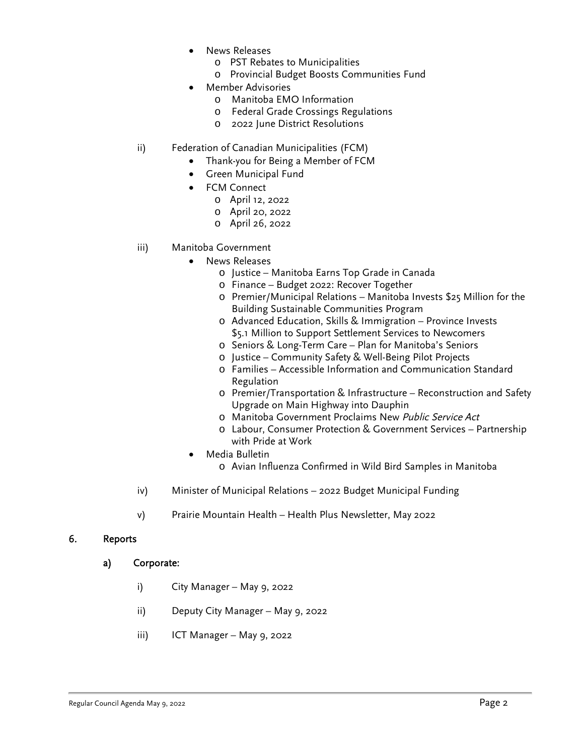- News Releases
  - PST Rebates to Municipalities
  - Provincial Budget Boosts Communities Fund
- Member Advisories
  - Manitoba EMO Information
  - Federal Grade Crossings Regulations
  - 2022 June District Resolutions

ii) Federation of Canadian Municipalities (FCM)

- Thank-you for Being a Member of FCM
- Green Municipal Fund
- FCM Connect
  - April 12, 2022
  - April 20, 2022
  - April 26, 2022

iii) Manitoba Government

- News Releases
  - Justice – Manitoba Earns Top Grade in Canada
  - Finance – Budget 2022: Recover Together
  - Premier/Municipal Relations – Manitoba Invests $25 Million for the Building Sustainable Communities Program
  - Advanced Education, Skills & Immigration – Province Invests $5.1 Million to Support Settlement Services to Newcomers
  - Seniors & Long-Term Care – Plan for Manitoba's Seniors
  - Justice – Community Safety & Well-Being Pilot Projects
  - Families – Accessible Information and Communication Standard Regulation
  - Premier/Transportation & Infrastructure – Reconstruction and Safety Upgrade on Main Highway into Dauphin
  - Manitoba Government Proclaims New *Public Service Act*
  - Labour, Consumer Protection & Government Services – Partnership with Pride at Work
- Media Bulletin
  - Avian Influenza Confirmed in Wild Bird Samples in Manitoba

iv) Minister of Municipal Relations – 2022 Budget Municipal Funding

v) Prairie Mountain Health – Health Plus Newsletter, May 2022

## 6. Reports

### a) Corporate:

i) City Manager – May 9, 2022

ii) Deputy City Manager – May 9, 2022

iii) ICT Manager – May 9, 2022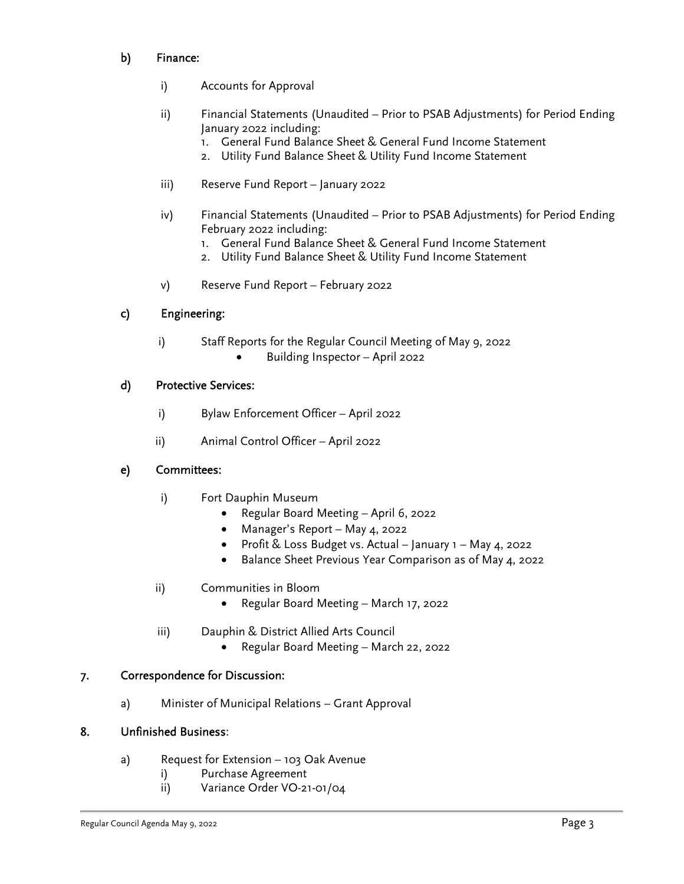b) **Finance:**

i) Accounts for Approval

ii) Financial Statements (Unaudited – Prior to PSAB Adjustments) for Period Ending January 2022 including:
1. General Fund Balance Sheet & General Fund Income Statement
2. Utility Fund Balance Sheet & Utility Fund Income Statement

iii) Reserve Fund Report – January 2022

iv) Financial Statements (Unaudited – Prior to PSAB Adjustments) for Period Ending February 2022 including:
1. General Fund Balance Sheet & General Fund Income Statement
2. Utility Fund Balance Sheet & Utility Fund Income Statement

v) Reserve Fund Report – February 2022

c) **Engineering:**

i) Staff Reports for the Regular Council Meeting of May 9, 2022
- Building Inspector – April 2022

d) **Protective Services:**

i) Bylaw Enforcement Officer – April 2022

ii) Animal Control Officer – April 2022

e) **Committees:**

i) Fort Dauphin Museum
- Regular Board Meeting – April 6, 2022
- Manager's Report – May 4, 2022
- Profit & Loss Budget vs. Actual – January 1 – May 4, 2022
- Balance Sheet Previous Year Comparison as of May 4, 2022

ii) Communities in Bloom
- Regular Board Meeting – March 17, 2022

iii) Dauphin & District Allied Arts Council
- Regular Board Meeting – March 22, 2022

7. **Correspondence for Discussion:**

a) Minister of Municipal Relations – Grant Approval

8. **Unfinished Business**:

a) Request for Extension – 103 Oak Avenue
i) Purchase Agreement
ii) Variance Order VO-21-01/04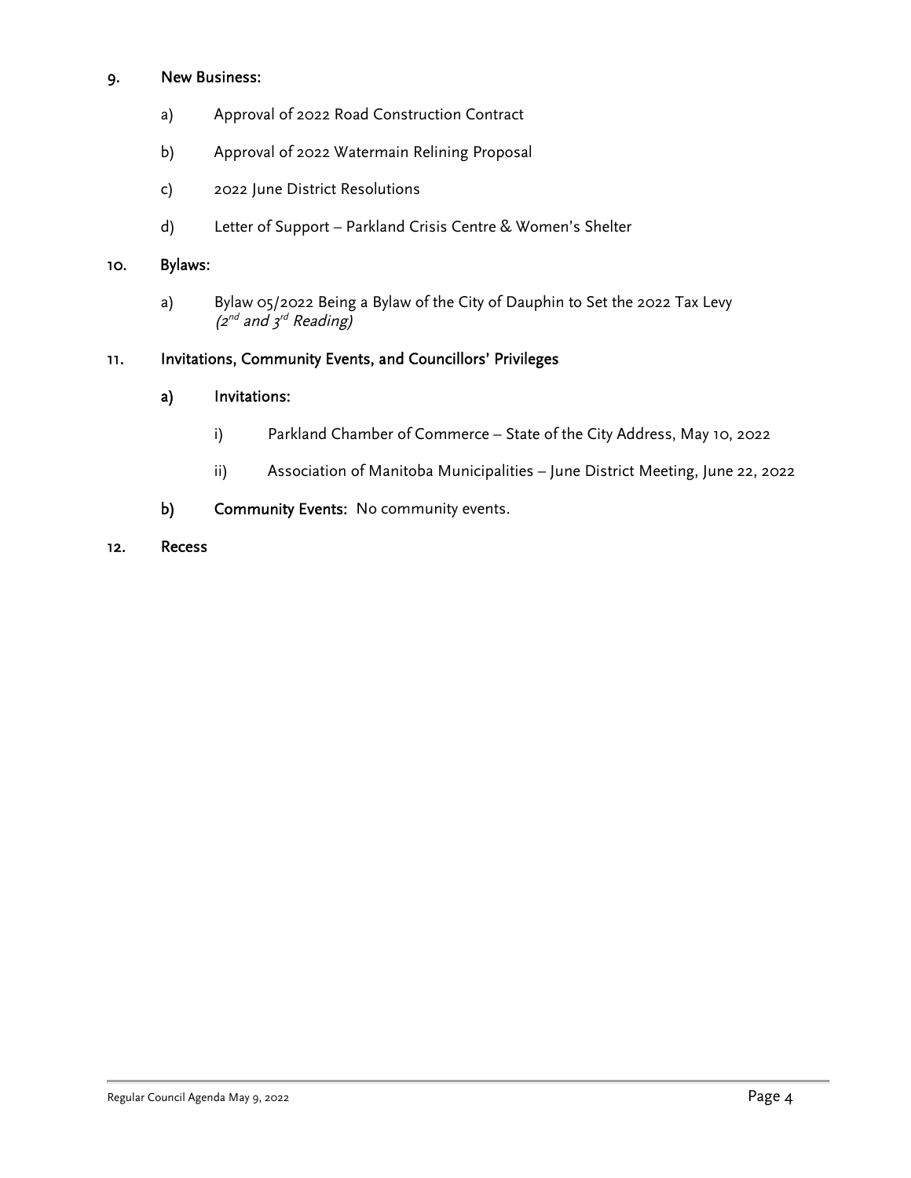9. **New Business:**

   a) Approval of 2022 Road Construction Contract

   b) Approval of 2022 Watermain Relining Proposal

   c) 2022 June District Resolutions

   d) Letter of Support – Parkland Crisis Centre & Women's Shelter

10. **Bylaws:**

    a) Bylaw 05/2022 Being a Bylaw of the City of Dauphin to Set the 2022 Tax Levy *(2nd and 3rd Reading)*

11. **Invitations, Community Events, and Councillors' Privileges**

    **a) Invitations:**

    i) Parkland Chamber of Commerce – State of the City Address, May 10, 2022

    ii) Association of Manitoba Municipalities – June District Meeting, June 22, 2022

    **b) Community Events:** No community events.

12. **Recess**